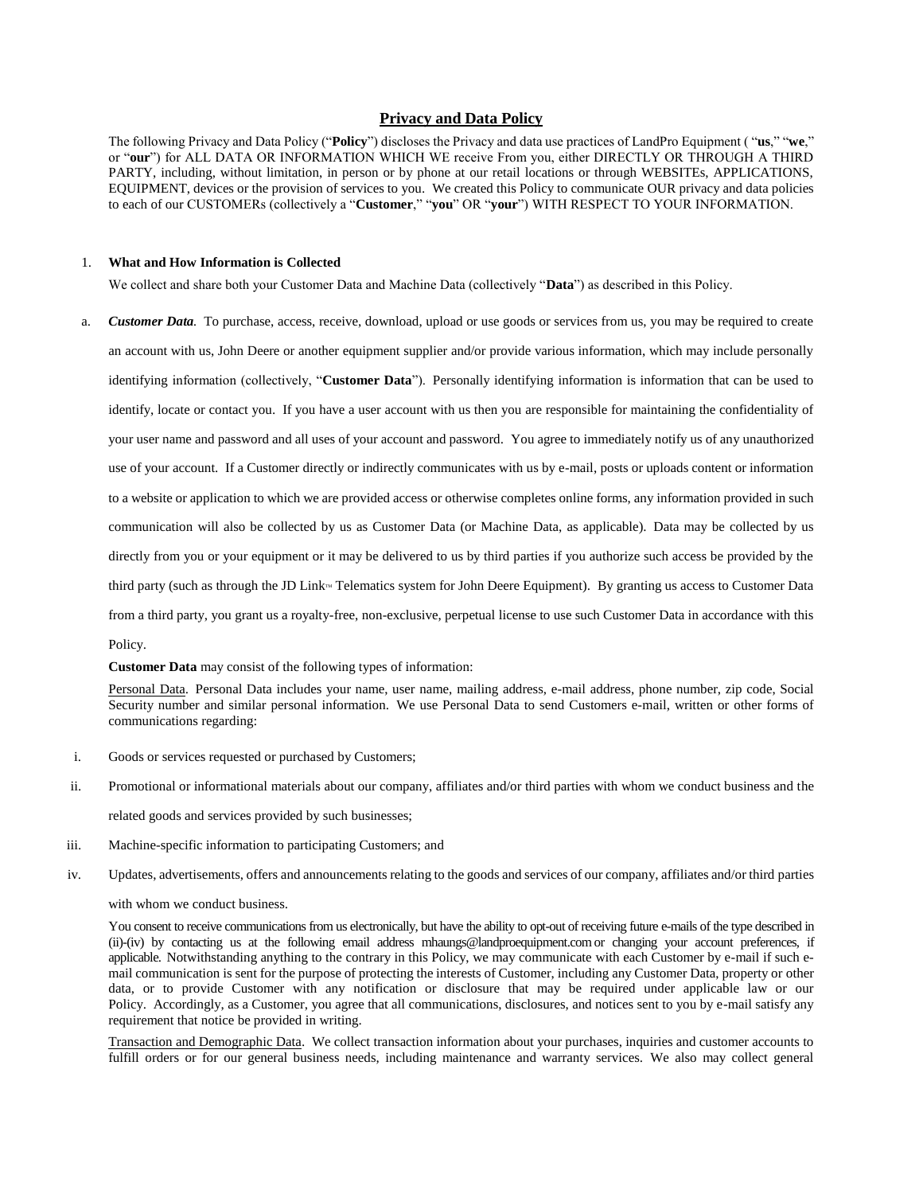## Privacy and Data Policy

The following Privacy and Data Policy ("**Policy**") discloses the Privacy and data use practices of LandPro Equipment ( "**us**," "**we**," or "**our**") for ALL DATA OR INFORMATION WHICH WE receive From you, either DIRECTLY OR THROUGH A THIRD PARTY, including, without limitation, in person or by phone at our retail locations or through WEBSITEs, APPLICATIONS, EQUIPMENT, devices or the provision of services to you. We created this Policy to communicate OUR privacy and data policies to each of our CUSTOMERs (collectively a "**Customer**," "**you**" OR "**your**") WITH RESPECT TO YOUR INFORMATION.

1. **What and How Information is Collected**

We collect and share both your Customer Data and Machine Data (collectively "**Data**") as described in this Policy.

a. ***Customer Data.*** To purchase, access, receive, download, upload or use goods or services from us, you may be required to create an account with us, John Deere or another equipment supplier and/or provide various information, which may include personally identifying information (collectively, "**Customer Data**"). Personally identifying information is information that can be used to identify, locate or contact you. If you have a user account with us then you are responsible for maintaining the confidentiality of your user name and password and all uses of your account and password. You agree to immediately notify us of any unauthorized use of your account. If a Customer directly or indirectly communicates with us by e-mail, posts or uploads content or information to a website or application to which we are provided access or otherwise completes online forms, any information provided in such communication will also be collected by us as Customer Data (or Machine Data, as applicable). Data may be collected by us directly from you or your equipment or it may be delivered to us by third parties if you authorize such access be provided by the third party (such as through the JD Link™ Telematics system for John Deere Equipment). By granting us access to Customer Data from a third party, you grant us a royalty-free, non-exclusive, perpetual license to use such Customer Data in accordance with this Policy.

**Customer Data** may consist of the following types of information:

Personal Data. Personal Data includes your name, user name, mailing address, e-mail address, phone number, zip code, Social Security number and similar personal information. We use Personal Data to send Customers e-mail, written or other forms of communications regarding:

i. Goods or services requested or purchased by Customers;

ii. Promotional or informational materials about our company, affiliates and/or third parties with whom we conduct business and the related goods and services provided by such businesses;

iii. Machine-specific information to participating Customers; and

iv. Updates, advertisements, offers and announcements relating to the goods and services of our company, affiliates and/or third parties with whom we conduct business.

You consent to receive communications from us electronically, but have the ability to opt-out of receiving future e-mails of the type described in (ii)-(iv) by contacting us at the following email address mhaungs@landproequipment.com or changing your account preferences, if applicable. Notwithstanding anything to the contrary in this Policy, we may communicate with each Customer by e-mail if such e-mail communication is sent for the purpose of protecting the interests of Customer, including any Customer Data, property or other data, or to provide Customer with any notification or disclosure that may be required under applicable law or our Policy. Accordingly, as a Customer, you agree that all communications, disclosures, and notices sent to you by e-mail satisfy any requirement that notice be provided in writing.

Transaction and Demographic Data. We collect transaction information about your purchases, inquiries and customer accounts to fulfill orders or for our general business needs, including maintenance and warranty services. We also may collect general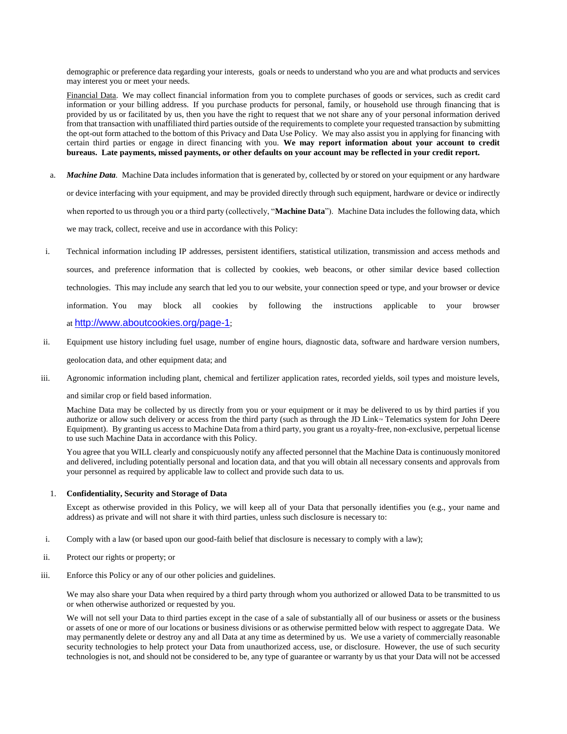demographic or preference data regarding your interests, goals or needs to understand who you are and what products and services may interest you or meet your needs.

Financial Data. We may collect financial information from you to complete purchases of goods or services, such as credit card information or your billing address. If you purchase products for personal, family, or household use through financing that is provided by us or facilitated by us, then you have the right to request that we not share any of your personal information derived from that transaction with unaffiliated third parties outside of the requirements to complete your requested transaction by submitting the opt-out form attached to the bottom of this Privacy and Data Use Policy. We may also assist you in applying for financing with certain third parties or engage in direct financing with you. **We may report information about your account to credit bureaus. Late payments, missed payments, or other defaults on your account may be reflected in your credit report.**

a. ***Machine Data***. Machine Data includes information that is generated by, collected by or stored on your equipment or any hardware or device interfacing with your equipment, and may be provided directly through such equipment, hardware or device or indirectly when reported to us through you or a third party (collectively, "**Machine Data**"). Machine Data includes the following data, which we may track, collect, receive and use in accordance with this Policy:

i. Technical information including IP addresses, persistent identifiers, statistical utilization, transmission and access methods and sources, and preference information that is collected by cookies, web beacons, or other similar device based collection technologies. This may include any search that led you to our website, your connection speed or type, and your browser or device information. You may block all cookies by following the instructions applicable to your browser at http://www.aboutcookies.org/page-1;

ii. Equipment use history including fuel usage, number of engine hours, diagnostic data, software and hardware version numbers, geolocation data, and other equipment data; and

iii. Agronomic information including plant, chemical and fertilizer application rates, recorded yields, soil types and moisture levels, and similar crop or field based information.

Machine Data may be collected by us directly from you or your equipment or it may be delivered to us by third parties if you authorize or allow such delivery or access from the third party (such as through the JD Link™ Telematics system for John Deere Equipment). By granting us access to Machine Data from a third party, you grant us a royalty-free, non-exclusive, perpetual license to use such Machine Data in accordance with this Policy.

You agree that you WILL clearly and conspicuously notify any affected personnel that the Machine Data is continuously monitored and delivered, including potentially personal and location data, and that you will obtain all necessary consents and approvals from your personnel as required by applicable law to collect and provide such data to us.

1. **Confidentiality, Security and Storage of Data**

Except as otherwise provided in this Policy, we will keep all of your Data that personally identifies you (e.g., your name and address) as private and will not share it with third parties, unless such disclosure is necessary to:

i. Comply with a law (or based upon our good-faith belief that disclosure is necessary to comply with a law);

ii. Protect our rights or property; or

iii. Enforce this Policy or any of our other policies and guidelines.

We may also share your Data when required by a third party through whom you authorized or allowed Data to be transmitted to us or when otherwise authorized or requested by you.

We will not sell your Data to third parties except in the case of a sale of substantially all of our business or assets or the business or assets of one or more of our locations or business divisions or as otherwise permitted below with respect to aggregate Data. We may permanently delete or destroy any and all Data at any time as determined by us. We use a variety of commercially reasonable security technologies to help protect your Data from unauthorized access, use, or disclosure. However, the use of such security technologies is not, and should not be considered to be, any type of guarantee or warranty by us that your Data will not be accessed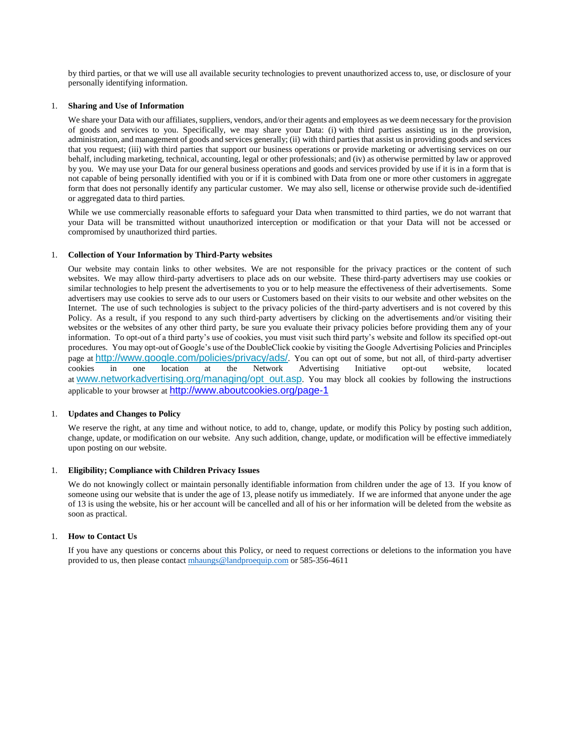by third parties, or that we will use all available security technologies to prevent unauthorized access to, use, or disclosure of your personally identifying information.

1. **Sharing and Use of Information**

   We share your Data with our affiliates, suppliers, vendors, and/or their agents and employees as we deem necessary for the provision of goods and services to you. Specifically, we may share your Data: (i) with third parties assisting us in the provision, administration, and management of goods and services generally; (ii) with third parties that assist us in providing goods and services that you request; (iii) with third parties that support our business operations or provide marketing or advertising services on our behalf, including marketing, technical, accounting, legal or other professionals; and (iv) as otherwise permitted by law or approved by you. We may use your Data for our general business operations and goods and services provided by use if it is in a form that is not capable of being personally identified with you or if it is combined with Data from one or more other customers in aggregate form that does not personally identify any particular customer. We may also sell, license or otherwise provide such de-identified or aggregated data to third parties.

   While we use commercially reasonable efforts to safeguard your Data when transmitted to third parties, we do not warrant that your Data will be transmitted without unauthorized interception or modification or that your Data will not be accessed or compromised by unauthorized third parties.

1. **Collection of Your Information by Third-Party websites**

   Our website may contain links to other websites. We are not responsible for the privacy practices or the content of such websites. We may allow third-party advertisers to place ads on our website. These third-party advertisers may use cookies or similar technologies to help present the advertisements to you or to help measure the effectiveness of their advertisements. Some advertisers may use cookies to serve ads to our users or Customers based on their visits to our website and other websites on the Internet. The use of such technologies is subject to the privacy policies of the third-party advertisers and is not covered by this Policy. As a result, if you respond to any such third-party advertisers by clicking on the advertisements and/or visiting their websites or the websites of any other third party, be sure you evaluate their privacy policies before providing them any of your information. To opt-out of a third party's use of cookies, you must visit such third party's website and follow its specified opt-out procedures. You may opt-out of Google's use of the DoubleClick cookie by visiting the Google Advertising Policies and Principles page at http://www.google.com/policies/privacy/ads/. You can opt out of some, but not all, of third-party advertiser cookies in one location at the Network Advertising Initiative opt-out website, located at www.networkadvertising.org/managing/opt_out.asp. You may block all cookies by following the instructions applicable to your browser at http://www.aboutcookies.org/page-1

1. **Updates and Changes to Policy**

   We reserve the right, at any time and without notice, to add to, change, update, or modify this Policy by posting such addition, change, update, or modification on our website. Any such addition, change, update, or modification will be effective immediately upon posting on our website.

1. **Eligibility; Compliance with Children Privacy Issues**

   We do not knowingly collect or maintain personally identifiable information from children under the age of 13. If you know of someone using our website that is under the age of 13, please notify us immediately. If we are informed that anyone under the age of 13 is using the website, his or her account will be cancelled and all of his or her information will be deleted from the website as soon as practical.

1. **How to Contact Us**

   If you have any questions or concerns about this Policy, or need to request corrections or deletions to the information you have provided to us, then please contact mhaungs@landproequip.com or 585-356-4611